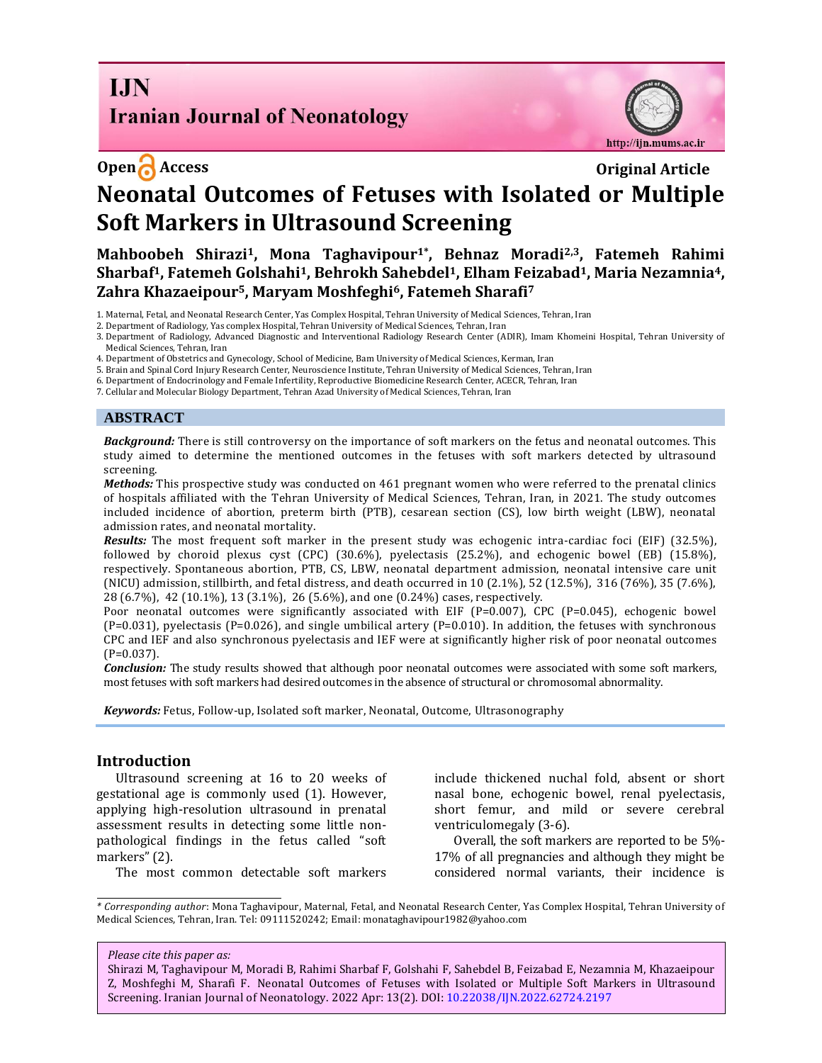# Neonatal Outcomes of Fetuses with Isolated or Multiple Soft Markers in Ultrasound Screening

**Open Access** **Original Article**

**Mahboobeh Shirazi[1], Mona Taghavipour[1*], Behnaz Moradi[2,3], Fatemeh Rahimi Sharbaf[1], Fatemeh Golshahi[1], Behrokh Sahebdel[1], Elham Feizabad[1], Maria Nezamnia[4], Zahra Khazaeipour[5], Maryam Moshfeghi[6], Fatemeh Sharafi[7]**

1. Maternal, Fetal, and Neonatal Research Center, Yas Complex Hospital, Tehran University of Medical Sciences, Tehran, Iran
2. Department of Radiology, Yas complex Hospital, Tehran University of Medical Sciences, Tehran, Iran
3. Department of Radiology, Advanced Diagnostic and Interventional Radiology Research Center (ADIR), Imam Khomeini Hospital, Tehran University of Medical Sciences, Tehran, Iran
4. Department of Obstetrics and Gynecology, School of Medicine, Bam University of Medical Sciences, Kerman, Iran
5. Brain and Spinal Cord Injury Research Center, Neuroscience Institute, Tehran University of Medical Sciences, Tehran, Iran
6. Department of Endocrinology and Female Infertility, Reproductive Biomedicine Research Center, ACECR, Tehran, Iran
7. Cellular and Molecular Biology Department, Tehran Azad University of Medical Sciences, Tehran, Iran

## ABSTRACT

***Background:*** There is still controversy on the importance of soft markers on the fetus and neonatal outcomes. This study aimed to determine the mentioned outcomes in the fetuses with soft markers detected by ultrasound screening.

***Methods:*** This prospective study was conducted on 461 pregnant women who were referred to the prenatal clinics of hospitals affiliated with the Tehran University of Medical Sciences, Tehran, Iran, in 2021. The study outcomes included incidence of abortion, preterm birth (PTB), cesarean section (CS), low birth weight (LBW), neonatal admission rates, and neonatal mortality.

***Results:*** The most frequent soft marker in the present study was echogenic intra-cardiac foci (EIF) (32.5%), followed by choroid plexus cyst (CPC) (30.6%), pyelectasis (25.2%), and echogenic bowel (EB) (15.8%), respectively. Spontaneous abortion, PTB, CS, LBW, neonatal department admission, neonatal intensive care unit (NICU) admission, stillbirth, and fetal distress, and death occurred in 10 (2.1%), 52 (12.5%), 316 (76%), 35 (7.6%), 28 (6.7%), 42 (10.1%), 13 (3.1%), 26 (5.6%), and one (0.24%) cases, respectively.

Poor neonatal outcomes were significantly associated with EIF (P=0.007), CPC (P=0.045), echogenic bowel (P=0.031), pyelectasis (P=0.026), and single umbilical artery (P=0.010). In addition, the fetuses with synchronous CPC and IEF and also synchronous pyelectasis and IEF were at significantly higher risk of poor neonatal outcomes (P=0.037).

***Conclusion:*** The study results showed that although poor neonatal outcomes were associated with some soft markers, most fetuses with soft markers had desired outcomes in the absence of structural or chromosomal abnormality.

***Keywords:*** Fetus, Follow-up, Isolated soft marker, Neonatal, Outcome, Ultrasonography

## Introduction

Ultrasound screening at 16 to 20 weeks of gestational age is commonly used (1). However, applying high-resolution ultrasound in prenatal assessment results in detecting some little non-pathological findings in the fetus called "soft markers" (2).

The most common detectable soft markers include thickened nuchal fold, absent or short nasal bone, echogenic bowel, renal pyelectasis, short femur, and mild or severe cerebral ventriculomegaly (3-6).

Overall, the soft markers are reported to be 5%-17% of all pregnancies and although they might be considered normal variants, their incidence is

---

*\* Corresponding author*: Mona Taghavipour, Maternal, Fetal, and Neonatal Research Center, Yas Complex Hospital, Tehran University of Medical Sciences, Tehran, Iran. Tel: 09111520242; Email: monataghavipour1982@yahoo.com

*Please cite this paper as:*
Shirazi M, Taghavipour M, Moradi B, Rahimi Sharbaf F, Golshahi F, Sahebdel B, Feizabad E, Nezamnia M, Khazaeipour Z, Moshfeghi M, Sharafi F. Neonatal Outcomes of Fetuses with Isolated or Multiple Soft Markers in Ultrasound Screening. Iranian Journal of Neonatology. 2022 Apr: 13(2). DOI: 10.22038/IJN.2022.62724.2197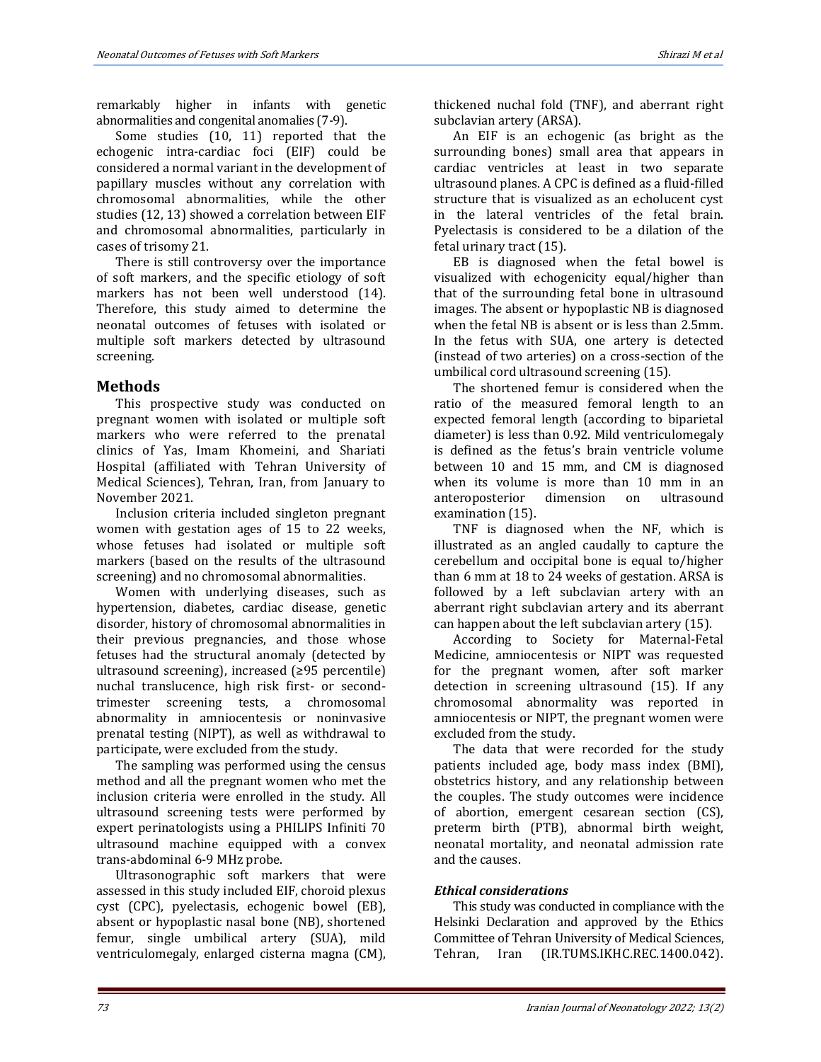remarkably higher in infants with genetic abnormalities and congenital anomalies (7-9).

Some studies (10, 11) reported that the echogenic intra-cardiac foci (EIF) could be considered a normal variant in the development of papillary muscles without any correlation with chromosomal abnormalities, while the other studies (12, 13) showed a correlation between EIF and chromosomal abnormalities, particularly in cases of trisomy 21.

There is still controversy over the importance of soft markers, and the specific etiology of soft markers has not been well understood (14). Therefore, this study aimed to determine the neonatal outcomes of fetuses with isolated or multiple soft markers detected by ultrasound screening.

## Methods

This prospective study was conducted on pregnant women with isolated or multiple soft markers who were referred to the prenatal clinics of Yas, Imam Khomeini, and Shariati Hospital (affiliated with Tehran University of Medical Sciences), Tehran, Iran, from January to November 2021.

Inclusion criteria included singleton pregnant women with gestation ages of 15 to 22 weeks, whose fetuses had isolated or multiple soft markers (based on the results of the ultrasound screening) and no chromosomal abnormalities.

Women with underlying diseases, such as hypertension, diabetes, cardiac disease, genetic disorder, history of chromosomal abnormalities in their previous pregnancies, and those whose fetuses had the structural anomaly (detected by ultrasound screening), increased (≥95 percentile) nuchal translucence, high risk first- or second-trimester screening tests, a chromosomal abnormality in amniocentesis or noninvasive prenatal testing (NIPT), as well as withdrawal to participate, were excluded from the study.

The sampling was performed using the census method and all the pregnant women who met the inclusion criteria were enrolled in the study. All ultrasound screening tests were performed by expert perinatologists using a PHILIPS Infiniti 70 ultrasound machine equipped with a convex trans-abdominal 6-9 MHz probe.

Ultrasonographic soft markers that were assessed in this study included EIF, choroid plexus cyst (CPC), pyelectasis, echogenic bowel (EB), absent or hypoplastic nasal bone (NB), shortened femur, single umbilical artery (SUA), mild ventriculomegaly, enlarged cisterna magna (CM), thickened nuchal fold (TNF), and aberrant right subclavian artery (ARSA).

An EIF is an echogenic (as bright as the surrounding bones) small area that appears in cardiac ventricles at least in two separate ultrasound planes. A CPC is defined as a fluid-filled structure that is visualized as an echolucent cyst in the lateral ventricles of the fetal brain. Pyelectasis is considered to be a dilation of the fetal urinary tract (15).

EB is diagnosed when the fetal bowel is visualized with echogenicity equal/higher than that of the surrounding fetal bone in ultrasound images. The absent or hypoplastic NB is diagnosed when the fetal NB is absent or is less than 2.5mm. In the fetus with SUA, one artery is detected (instead of two arteries) on a cross-section of the umbilical cord ultrasound screening (15).

The shortened femur is considered when the ratio of the measured femoral length to an expected femoral length (according to biparietal diameter) is less than 0.92. Mild ventriculomegaly is defined as the fetus's brain ventricle volume between 10 and 15 mm, and CM is diagnosed when its volume is more than 10 mm in an anteroposterior dimension on ultrasound examination (15).

TNF is diagnosed when the NF, which is illustrated as an angled caudally to capture the cerebellum and occipital bone is equal to/higher than 6 mm at 18 to 24 weeks of gestation. ARSA is followed by a left subclavian artery with an aberrant right subclavian artery and its aberrant can happen about the left subclavian artery (15).

According to Society for Maternal-Fetal Medicine, amniocentesis or NIPT was requested for the pregnant women, after soft marker detection in screening ultrasound (15). If any chromosomal abnormality was reported in amniocentesis or NIPT, the pregnant women were excluded from the study.

The data that were recorded for the study patients included age, body mass index (BMI), obstetrics history, and any relationship between the couples. The study outcomes were incidence of abortion, emergent cesarean section (CS), preterm birth (PTB), abnormal birth weight, neonatal mortality, and neonatal admission rate and the causes.

### *Ethical considerations*

This study was conducted in compliance with the Helsinki Declaration and approved by the Ethics Committee of Tehran University of Medical Sciences, Tehran, Iran (IR.TUMS.IKHC.REC.1400.042).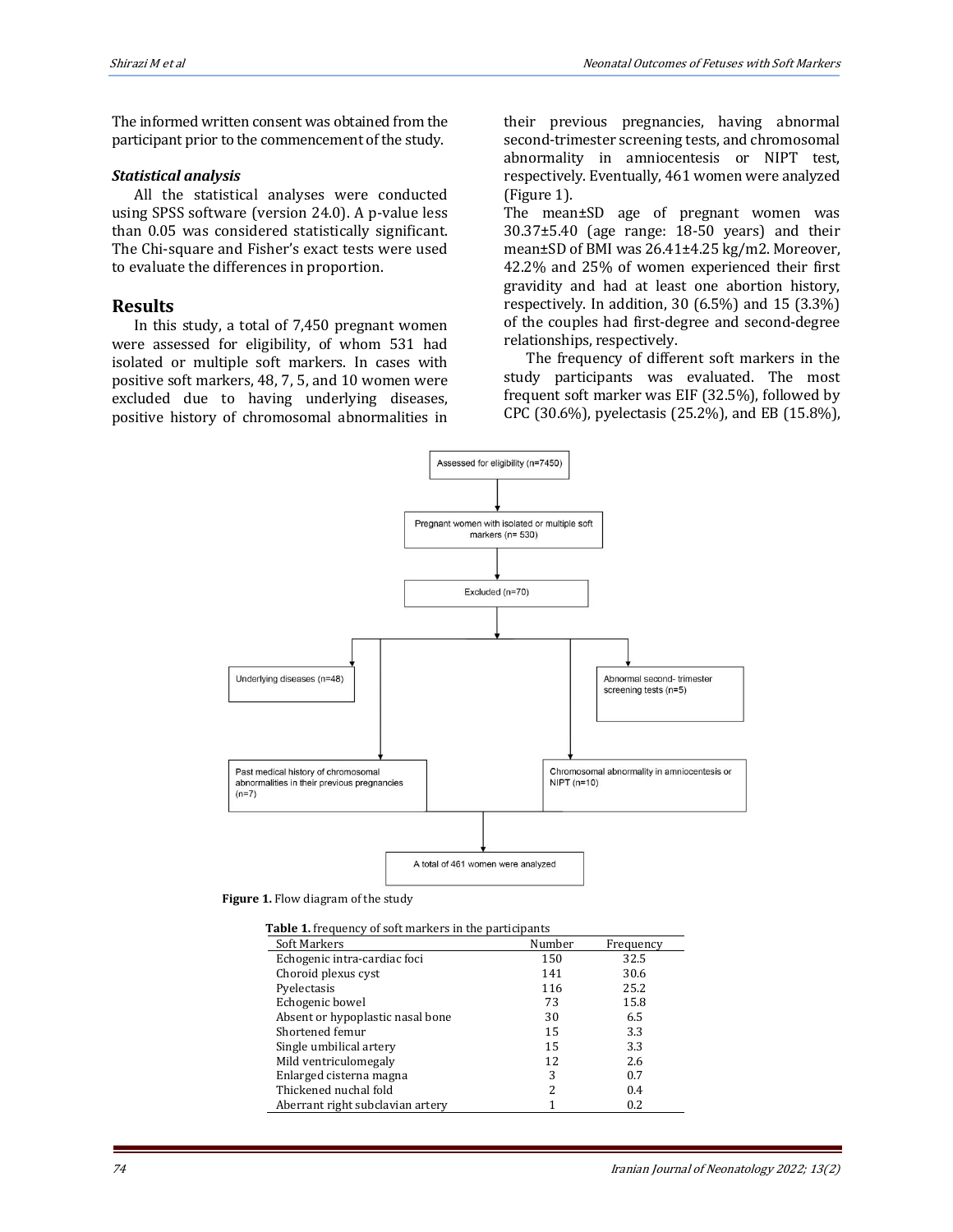The informed written consent was obtained from the participant prior to the commencement of the study.

### *Statistical analysis*

All the statistical analyses were conducted using SPSS software (version 24.0). A p-value less than 0.05 was considered statistically significant. The Chi-square and Fisher's exact tests were used to evaluate the differences in proportion.

## Results

In this study, a total of 7,450 pregnant women were assessed for eligibility, of whom 531 had isolated or multiple soft markers. In cases with positive soft markers, 48, 7, 5, and 10 women were excluded due to having underlying diseases, positive history of chromosomal abnormalities in their previous pregnancies, having abnormal second-trimester screening tests, and chromosomal abnormality in amniocentesis or NIPT test, respectively. Eventually, 461 women were analyzed (Figure 1).

The mean±SD age of pregnant women was 30.37±5.40 (age range: 18-50 years) and their mean±SD of BMI was 26.41±4.25 kg/m2. Moreover, 42.2% and 25% of women experienced their first gravidity and had at least one abortion history, respectively. In addition, 30 (6.5%) and 15 (3.3%) of the couples had first-degree and second-degree relationships, respectively.

The frequency of different soft markers in the study participants was evaluated. The most frequent soft marker was EIF (32.5%), followed by CPC (30.6%), pyelectasis (25.2%), and EB (15.8%),

Assessed for eligibility (n=7450)

Pregnant women with isolated or multiple soft markers (n= 530)

Excluded (n=70)

Underlying diseases (n=48)

Abnormal second- trimester screening tests (n=5)

Past medical history of chromosomal abnormalities in their previous pregnancies (n=7)

Chromosomal abnormality in amniocentesis or NIPT (n=10)

A total of 461 women were analyzed

**Figure 1.** Flow diagram of the study

**Table 1.** frequency of soft markers in the participants

| Soft Markers | Number | Frequency |
|---|---|---|
| Echogenic intra-cardiac foci | 150 | 32.5 |
| Choroid plexus cyst | 141 | 30.6 |
| Pyelectasis | 116 | 25.2 |
| Echogenic bowel | 73 | 15.8 |
| Absent or hypoplastic nasal bone | 30 | 6.5 |
| Shortened femur | 15 | 3.3 |
| Single umbilical artery | 15 | 3.3 |
| Mild ventriculomegaly | 12 | 2.6 |
| Enlarged cisterna magna | 3 | 0.7 |
| Thickened nuchal fold | 2 | 0.4 |
| Aberrant right subclavian artery | 1 | 0.2 |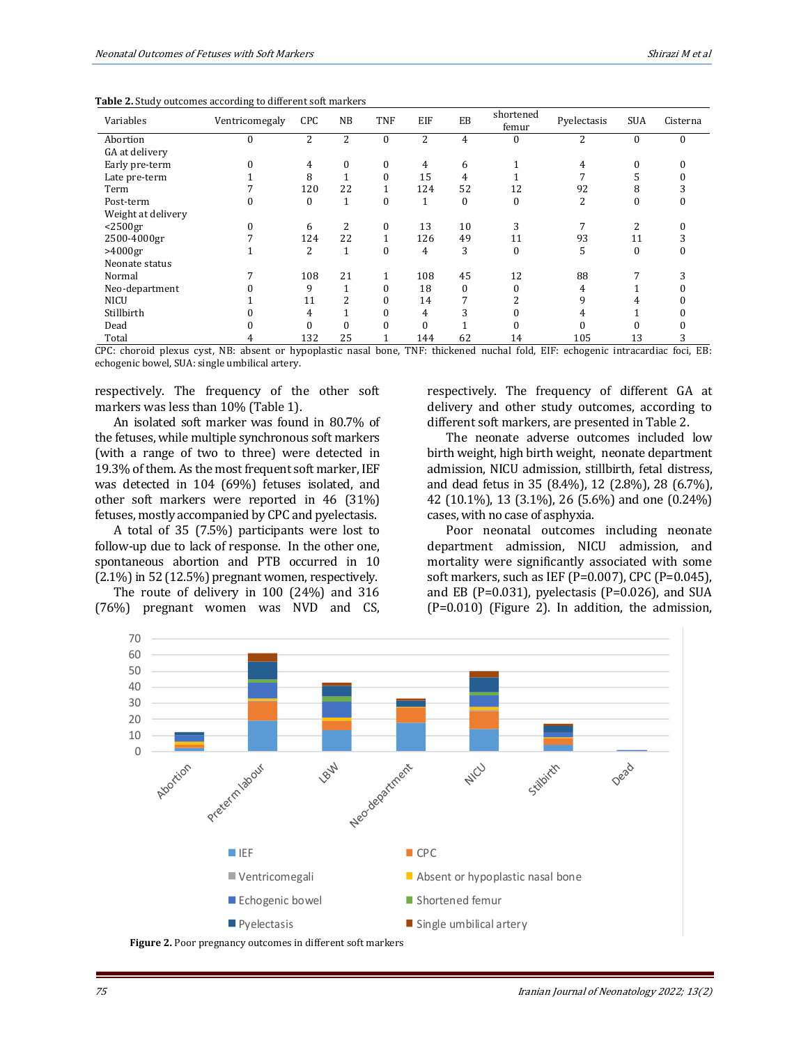**Table 2.** Study outcomes according to different soft markers

| Variables | Ventricomegaly | CPC | NB | TNF | EIF | EB | shortened femur | Pyelectasis | SUA | Cisterna |
|---|---|---|---|---|---|---|---|---|---|---|
| Abortion | 0 | 2 | 2 | 0 | 2 | 4 | 0 | 2 | 0 | 0 |
| GA at delivery | | | | | | | | | | |
| Early pre-term | 0 | 4 | 0 | 0 | 4 | 6 | 1 | 4 | 0 | 0 |
| Late pre-term | 1 | 8 | 1 | 0 | 15 | 4 | 1 | 7 | 5 | 0 |
| Term | 7 | 120 | 22 | 1 | 124 | 52 | 12 | 92 | 8 | 3 |
| Post-term | 0 | 0 | 1 | 0 | 1 | 0 | 0 | 2 | 0 | 0 |
| Weight at delivery | | | | | | | | | | |
| <2500gr | 0 | 6 | 2 | 0 | 13 | 10 | 3 | 7 | 2 | 0 |
| 2500-4000gr | 7 | 124 | 22 | 1 | 126 | 49 | 11 | 93 | 11 | 3 |
| >4000gr | 1 | 2 | 1 | 0 | 4 | 3 | 0 | 5 | 0 | 0 |
| Neonate status | | | | | | | | | | |
| Normal | 7 | 108 | 21 | 1 | 108 | 45 | 12 | 88 | 7 | 3 |
| Neo-department | 0 | 9 | 1 | 0 | 18 | 0 | 0 | 4 | 1 | 0 |
| NICU | 1 | 11 | 2 | 0 | 14 | 7 | 2 | 9 | 4 | 0 |
| Stillbirth | 0 | 4 | 1 | 0 | 4 | 3 | 0 | 4 | 1 | 0 |
| Dead | 0 | 0 | 0 | 0 | 0 | 1 | 0 | 0 | 0 | 0 |
| Total | 4 | 132 | 25 | 1 | 144 | 62 | 14 | 105 | 13 | 3 |

CPC: choroid plexus cyst, NB: absent or hypoplastic nasal bone, TNF: thickened nuchal fold, EIF: echogenic intracardiac foci, EB: echogenic bowel, SUA: single umbilical artery.

respectively. The frequency of the other soft markers was less than 10% (Table 1).

An isolated soft marker was found in 80.7% of the fetuses, while multiple synchronous soft markers (with a range of two to three) were detected in 19.3% of them. As the most frequent soft marker, IEF was detected in 104 (69%) fetuses isolated, and other soft markers were reported in 46 (31%) fetuses, mostly accompanied by CPC and pyelectasis.

A total of 35 (7.5%) participants were lost to follow-up due to lack of response. In the other one, spontaneous abortion and PTB occurred in 10 (2.1%) in 52 (12.5%) pregnant women, respectively.

The route of delivery in 100 (24%) and 316 (76%) pregnant women was NVD and CS, respectively. The frequency of different GA at delivery and other study outcomes, according to different soft markers, are presented in Table 2.

The neonate adverse outcomes included low birth weight, high birth weight, neonate department admission, NICU admission, stillbirth, fetal distress, and dead fetus in 35 (8.4%), 12 (2.8%), 28 (6.7%), 42 (10.1%), 13 (3.1%), 26 (5.6%) and one (0.24%) cases, with no case of asphyxia.

Poor neonatal outcomes including neonate department admission, NICU admission, and mortality were significantly associated with some soft markers, such as IEF (P=0.007), CPC (P=0.045), and EB (P=0.031), pyelectasis (P=0.026), and SUA (P=0.010) (Figure 2). In addition, the admission,

**Figure 2.** Poor pregnancy outcomes in different soft markers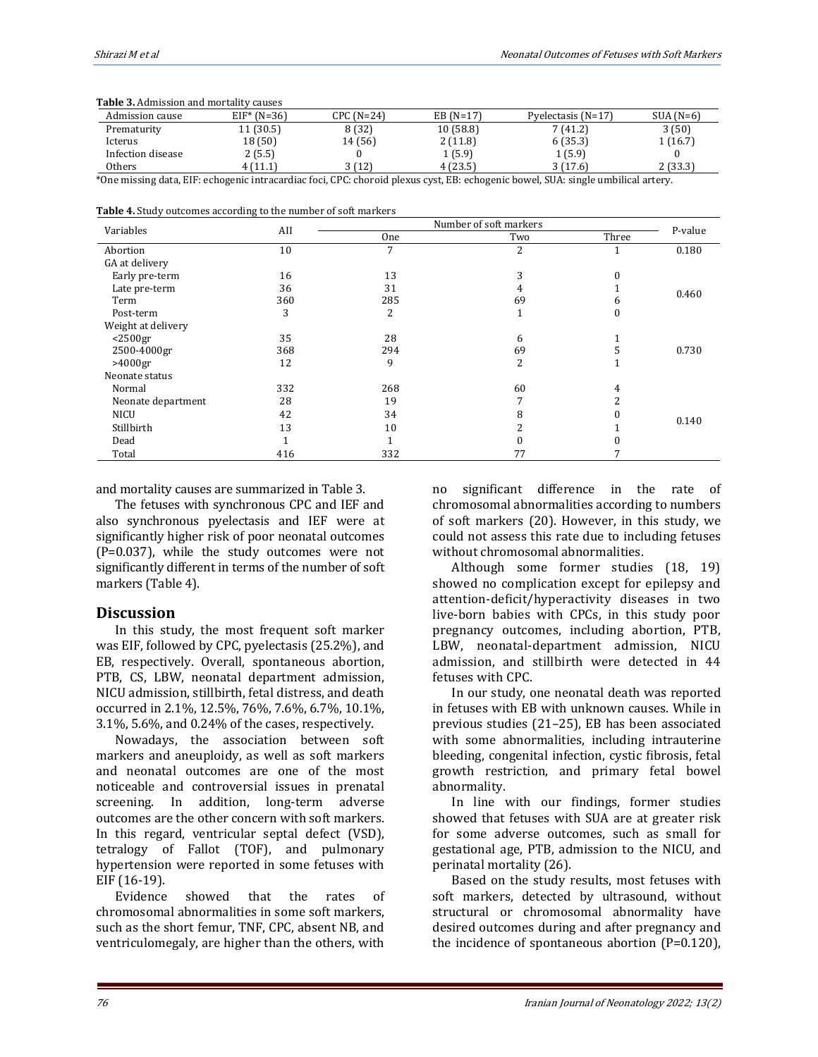**Table 3.** Admission and mortality causes

| Admission cause | EIF* (N=36) | CPC (N=24) | EB (N=17) | Pyelectasis (N=17) | SUA (N=6) |
|---|---|---|---|---|---|
| Prematurity | 11 (30.5) | 8 (32) | 10 (58.8) | 7 (41.2) | 3 (50) |
| Icterus | 18 (50) | 14 (56) | 2 (11.8) | 6 (35.3) | 1 (16.7) |
| Infection disease | 2 (5.5) | 0 | 1 (5.9) | 1 (5.9) | 0 |
| Others | 4 (11.1) | 3 (12) | 4 (23.5) | 3 (17.6) | 2 (33.3) |

*One missing data, EIF: echogenic intracardiac foci, CPC: choroid plexus cyst, EB: echogenic bowel, SUA: single umbilical artery.

**Table 4.** Study outcomes according to the number of soft markers

| Variables | All | Number of soft markers | | | P-value |
|---|---|---|---|---|---|
| | | One | Two | Three | |
| Abortion | 10 | 7 | 2 | 1 | 0.180 |
| GA at delivery | | | | | |
| Early pre-term | 16 | 13 | 3 | 0 | 0.460 |
| Late pre-term | 36 | 31 | 4 | 1 | |
| Term | 360 | 285 | 69 | 6 | |
| Post-term | 3 | 2 | 1 | 0 | |
| Weight at delivery | | | | | |
| <2500gr | 35 | 28 | 6 | 1 | 0.730 |
| 2500-4000gr | 368 | 294 | 69 | 5 | |
| >4000gr | 12 | 9 | 2 | 1 | |
| Neonate status | | | | | |
| Normal | 332 | 268 | 60 | 4 | 0.140 |
| Neonate department | 28 | 19 | 7 | 2 | |
| NICU | 42 | 34 | 8 | 0 | |
| Stillbirth | 13 | 10 | 2 | 1 | |
| Dead | 1 | 1 | 0 | 0 | |
| Total | 416 | 332 | 77 | 7 | |

and mortality causes are summarized in Table 3.

The fetuses with synchronous CPC and IEF and also synchronous pyelectasis and IEF were at significantly higher risk of poor neonatal outcomes (P=0.037), while the study outcomes were not significantly different in terms of the number of soft markers (Table 4).

## Discussion

In this study, the most frequent soft marker was EIF, followed by CPC, pyelectasis (25.2%), and EB, respectively. Overall, spontaneous abortion, PTB, CS, LBW, neonatal department admission, NICU admission, stillbirth, fetal distress, and death occurred in 2.1%, 12.5%, 76%, 7.6%, 6.7%, 10.1%, 3.1%, 5.6%, and 0.24% of the cases, respectively.

Nowadays, the association between soft markers and aneuploidy, as well as soft markers and neonatal outcomes are one of the most noticeable and controversial issues in prenatal screening. In addition, long-term adverse outcomes are the other concern with soft markers. In this regard, ventricular septal defect (VSD), tetralogy of Fallot (TOF), and pulmonary hypertension were reported in some fetuses with EIF (16-19).

Evidence showed that the rates of chromosomal abnormalities in some soft markers, such as the short femur, TNF, CPC, absent NB, and ventriculomegaly, are higher than the others, with no significant difference in the rate of chromosomal abnormalities according to numbers of soft markers (20). However, in this study, we could not assess this rate due to including fetuses without chromosomal abnormalities.

Although some former studies (18, 19) showed no complication except for epilepsy and attention-deficit/hyperactivity diseases in two live-born babies with CPCs, in this study poor pregnancy outcomes, including abortion, PTB, LBW, neonatal-department admission, NICU admission, and stillbirth were detected in 44 fetuses with CPC.

In our study, one neonatal death was reported in fetuses with EB with unknown causes. While in previous studies (21–25), EB has been associated with some abnormalities, including intrauterine bleeding, congenital infection, cystic fibrosis, fetal growth restriction, and primary fetal bowel abnormality.

In line with our findings, former studies showed that fetuses with SUA are at greater risk for some adverse outcomes, such as small for gestational age, PTB, admission to the NICU, and perinatal mortality (26).

Based on the study results, most fetuses with soft markers, detected by ultrasound, without structural or chromosomal abnormality have desired outcomes during and after pregnancy and the incidence of spontaneous abortion (P=0.120),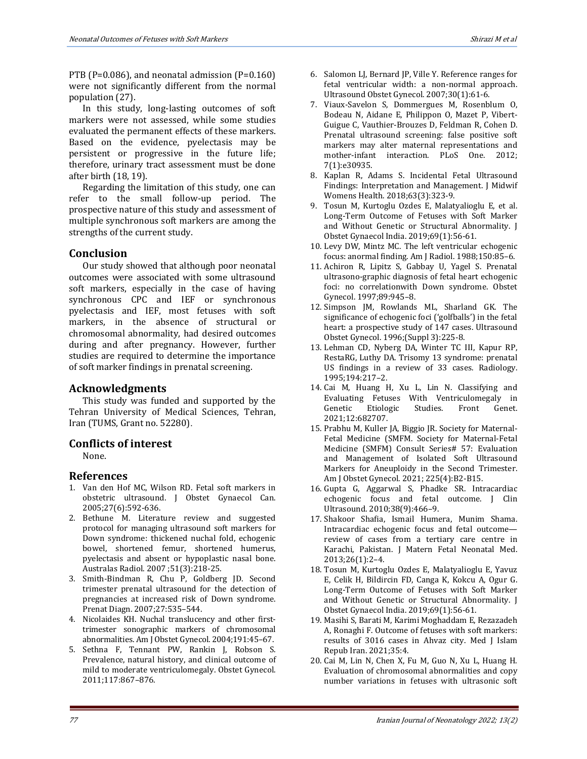PTB (P=0.086), and neonatal admission (P=0.160) were not significantly different from the normal population (27).

In this study, long-lasting outcomes of soft markers were not assessed, while some studies evaluated the permanent effects of these markers. Based on the evidence, pyelectasis may be persistent or progressive in the future life; therefore, urinary tract assessment must be done after birth (18, 19).

Regarding the limitation of this study, one can refer to the small follow-up period. The prospective nature of this study and assessment of multiple synchronous soft markers are among the strengths of the current study.

## Conclusion

Our study showed that although poor neonatal outcomes were associated with some ultrasound soft markers, especially in the case of having synchronous CPC and IEF or synchronous pyelectasis and IEF, most fetuses with soft markers, in the absence of structural or chromosomal abnormality, had desired outcomes during and after pregnancy. However, further studies are required to determine the importance of soft marker findings in prenatal screening.

## Acknowledgments

This study was funded and supported by the Tehran University of Medical Sciences, Tehran, Iran (TUMS, Grant no. 52280).

## Conflicts of interest

None.

## References

1. Van den Hof MC, Wilson RD. Fetal soft markers in obstetric ultrasound. J Obstet Gynaecol Can. 2005;27(6):592-636.
2. Bethune M. Literature review and suggested protocol for managing ultrasound soft markers for Down syndrome: thickened nuchal fold, echogenic bowel, shortened femur, shortened humerus, pyelectasis and absent or hypoplastic nasal bone. Australas Radiol. 2007 ;51(3):218-25.
3. Smith-Bindman R, Chu P, Goldberg JD. Second trimester prenatal ultrasound for the detection of pregnancies at increased risk of Down syndrome. Prenat Diagn. 2007;27:535–544.
4. Nicolaides KH. Nuchal translucency and other first-trimester sonographic markers of chromosomal abnormalities. Am J Obstet Gynecol. 2004;191:45–67.
5. Sethna F, Tennant PW, Rankin J, Robson S. Prevalence, natural history, and clinical outcome of mild to moderate ventriculomegaly. Obstet Gynecol. 2011;117:867–876.
6. Salomon LJ, Bernard JP, Ville Y. Reference ranges for fetal ventricular width: a non-normal approach. Ultrasound Obstet Gynecol. 2007;30(1):61-6.
7. Viaux-Savelon S, Dommergues M, Rosenblum O, Bodeau N, Aidane E, Philippon O, Mazet P, Vibert-Guigue C, Vauthier-Brouzes D, Feldman R, Cohen D. Prenatal ultrasound screening: false positive soft markers may alter maternal representations and mother-infant interaction. PLoS One. 2012; 7(1):e30935.
8. Kaplan R, Adams S. Incidental Fetal Ultrasound Findings: Interpretation and Management. J Midwif Womens Health. 2018;63(3):323-9.
9. Tosun M, Kurtoglu Ozdes E, Malatyalioglu E, et al. Long-Term Outcome of Fetuses with Soft Marker and Without Genetic or Structural Abnormality. J Obstet Gynaecol India. 2019;69(1):56-61.
10. Levy DW, Mintz MC. The left ventricular echogenic focus: anormal finding. Am J Radiol. 1988;150:85–6.
11. Achiron R, Lipitz S, Gabbay U, Yagel S. Prenatal ultrasono-graphic diagnosis of fetal heart echogenic foci: no correlationwith Down syndrome. Obstet Gynecol. 1997;89:945–8.
12. Simpson JM, Rowlands ML, Sharland GK. The significance of echogenic foci ('golfballs') in the fetal heart: a prospective study of 147 cases. Ultrasound Obstet Gynecol. 1996;(Suppl 3):225-8.
13. Lehman CD, Nyberg DA, Winter TC III, Kapur RP, RestaRG, Luthy DA. Trisomy 13 syndrome: prenatal US findings in a review of 33 cases. Radiology. 1995;194:217–2.
14. Cai M, Huang H, Xu L, Lin N. Classifying and Evaluating Fetuses With Ventriculomegaly in Genetic Etiologic Studies. Front Genet. 2021;12:682707.
15. Prabhu M, Kuller JA, Biggio JR. Society for Maternal-Fetal Medicine (SMFM. Society for Maternal-Fetal Medicine (SMFM) Consult Series# 57: Evaluation and Management of Isolated Soft Ultrasound Markers for Aneuploidy in the Second Trimester. Am J Obstet Gynecol. 2021; 225(4):B2-B15.
16. Gupta G, Aggarwal S, Phadke SR. Intracardiac echogenic focus and fetal outcome. J Clin Ultrasound. 2010;38(9):466–9.
17. Shakoor Shafia, Ismail Humera, Munim Shama. Intracardiac echogenic focus and fetal outcome—review of cases from a tertiary care centre in Karachi, Pakistan. J Matern Fetal Neonatal Med. 2013;26(1):2–4.
18. Tosun M, Kurtoglu Ozdes E, Malatyalioglu E, Yavuz E, Celik H, Bildircin FD, Canga K, Kokcu A, Ogur G. Long-Term Outcome of Fetuses with Soft Marker and Without Genetic or Structural Abnormality. J Obstet Gynaecol India. 2019;69(1):56-61.
19. Masihi S, Barati M, Karimi Moghaddam E, Rezazadeh A, Ronaghi F. Outcome of fetuses with soft markers: results of 3016 cases in Ahvaz city. Med J Islam Repub Iran. 2021;35:4.
20. Cai M, Lin N, Chen X, Fu M, Guo N, Xu L, Huang H. Evaluation of chromosomal abnormalities and copy number variations in fetuses with ultrasonic soft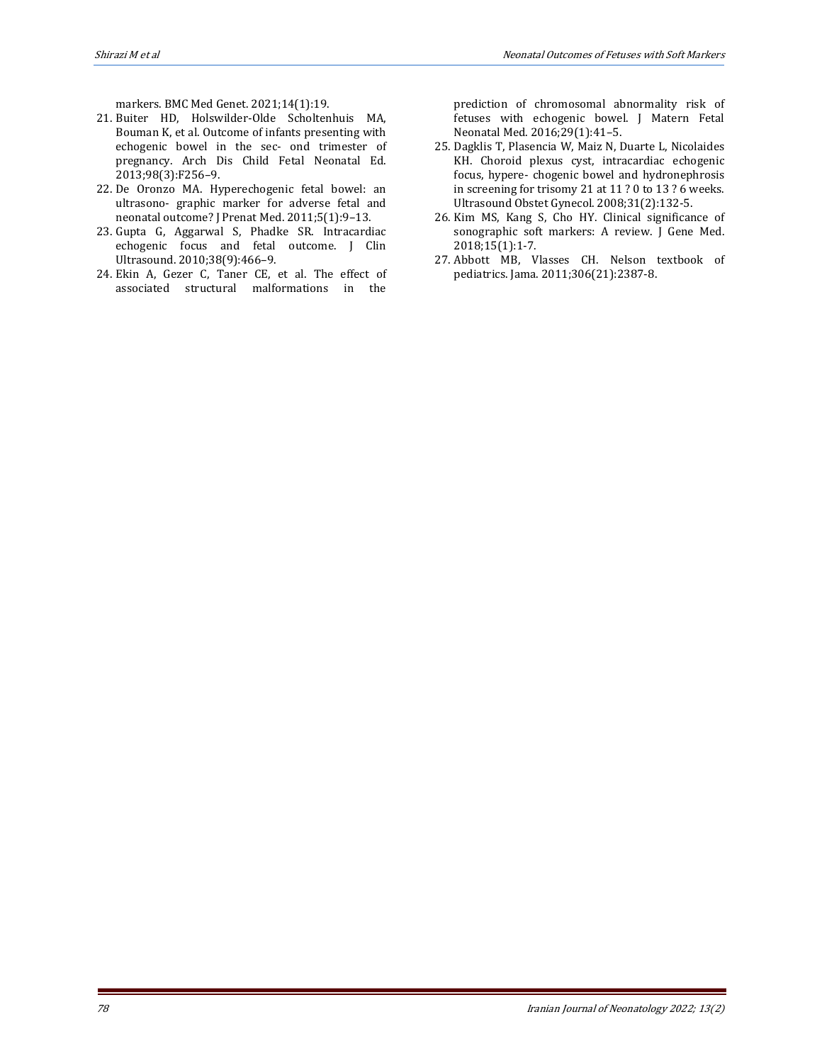markers. BMC Med Genet. 2021;14(1):19.

21. Buiter HD, Holswilder-Olde Scholtenhuis MA, Bouman K, et al. Outcome of infants presenting with echogenic bowel in the sec- ond trimester of pregnancy. Arch Dis Child Fetal Neonatal Ed. 2013;98(3):F256–9.
22. De Oronzo MA. Hyperechogenic fetal bowel: an ultrasono- graphic marker for adverse fetal and neonatal outcome? J Prenat Med. 2011;5(1):9–13.
23. Gupta G, Aggarwal S, Phadke SR. Intracardiac echogenic focus and fetal outcome. J Clin Ultrasound. 2010;38(9):466–9.
24. Ekin A, Gezer C, Taner CE, et al. The effect of associated structural malformations in the prediction of chromosomal abnormality risk of fetuses with echogenic bowel. J Matern Fetal Neonatal Med. 2016;29(1):41–5.
25. Dagklis T, Plasencia W, Maiz N, Duarte L, Nicolaides KH. Choroid plexus cyst, intracardiac echogenic focus, hypere- chogenic bowel and hydronephrosis in screening for trisomy 21 at 11 ? 0 to 13 ? 6 weeks. Ultrasound Obstet Gynecol. 2008;31(2):132-5.
26. Kim MS, Kang S, Cho HY. Clinical significance of sonographic soft markers: A review. J Gene Med. 2018;15(1):1-7.
27. Abbott MB, Vlasses CH. Nelson textbook of pediatrics. Jama. 2011;306(21):2387-8.